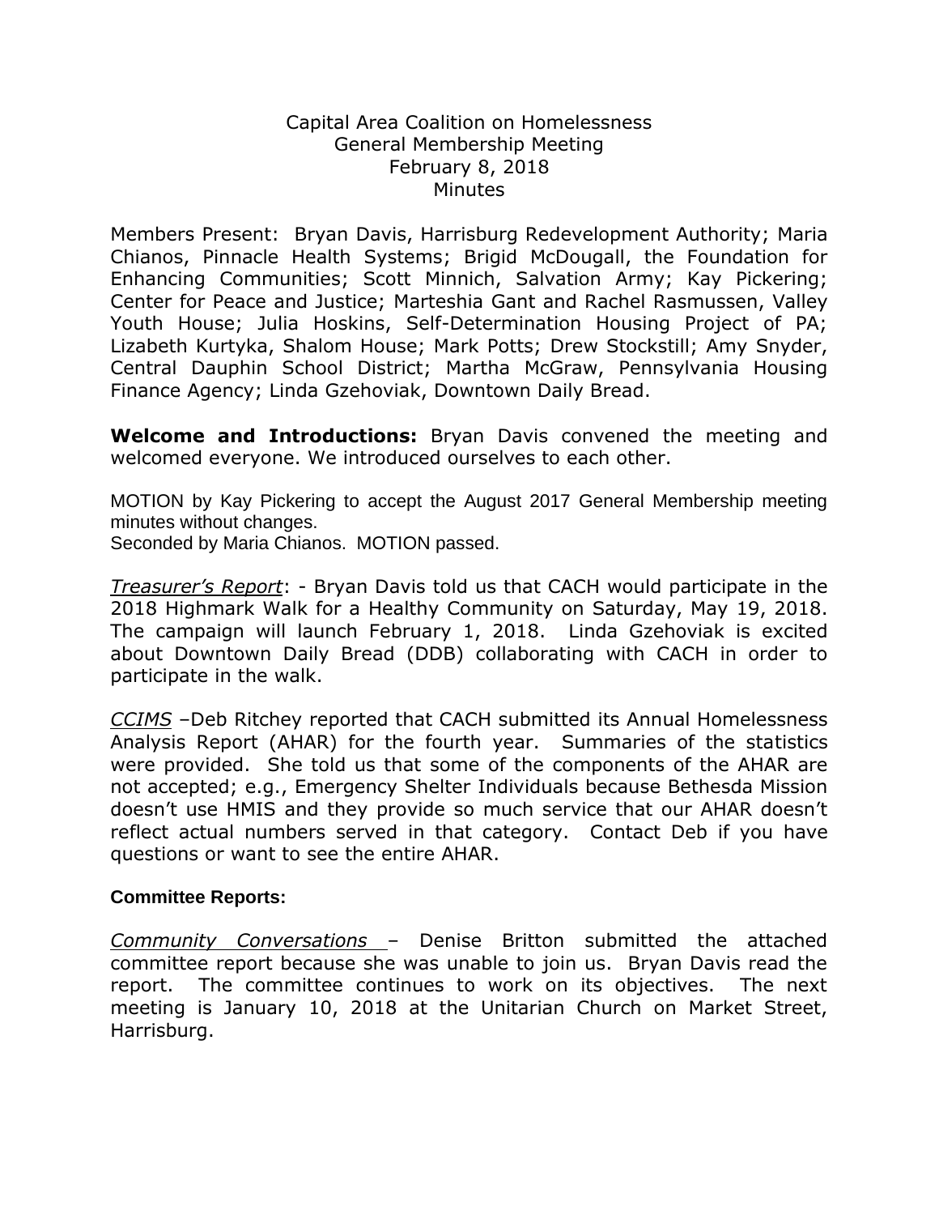Capital Area Coalition on Homelessness
General Membership Meeting
February 8, 2018
Minutes

Members Present: Bryan Davis, Harrisburg Redevelopment Authority; Maria Chianos, Pinnacle Health Systems; Brigid McDougall, the Foundation for Enhancing Communities; Scott Minnich, Salvation Army; Kay Pickering; Center for Peace and Justice; Marteshia Gant and Rachel Rasmussen, Valley Youth House; Julia Hoskins, Self-Determination Housing Project of PA; Lizabeth Kurtyka, Shalom House; Mark Potts; Drew Stockstill; Amy Snyder, Central Dauphin School District; Martha McGraw, Pennsylvania Housing Finance Agency; Linda Gzehoviak, Downtown Daily Bread.

**Welcome and Introductions:** Bryan Davis convened the meeting and welcomed everyone. We introduced ourselves to each other.

MOTION by Kay Pickering to accept the August 2017 General Membership meeting minutes without changes.
Seconded by Maria Chianos. MOTION passed.

*Treasurer's Report*: - Bryan Davis told us that CACH would participate in the 2018 Highmark Walk for a Healthy Community on Saturday, May 19, 2018. The campaign will launch February 1, 2018. Linda Gzehoviak is excited about Downtown Daily Bread (DDB) collaborating with CACH in order to participate in the walk.

*CCIMS* –Deb Ritchey reported that CACH submitted its Annual Homelessness Analysis Report (AHAR) for the fourth year. Summaries of the statistics were provided. She told us that some of the components of the AHAR are not accepted; e.g., Emergency Shelter Individuals because Bethesda Mission doesn't use HMIS and they provide so much service that our AHAR doesn't reflect actual numbers served in that category. Contact Deb if you have questions or want to see the entire AHAR.

**Committee Reports:**

*Community Conversations* – Denise Britton submitted the attached committee report because she was unable to join us. Bryan Davis read the report. The committee continues to work on its objectives. The next meeting is January 10, 2018 at the Unitarian Church on Market Street, Harrisburg.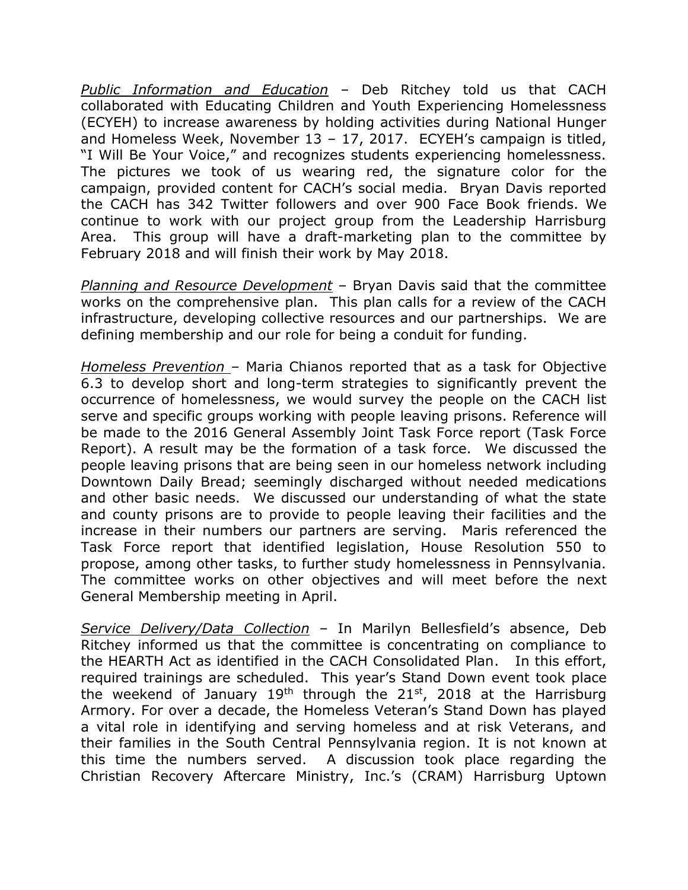*Public Information and Education* – Deb Ritchey told us that CACH collaborated with Educating Children and Youth Experiencing Homelessness (ECYEH) to increase awareness by holding activities during National Hunger and Homeless Week, November 13 – 17, 2017. ECYEH's campaign is titled, "I Will Be Your Voice," and recognizes students experiencing homelessness. The pictures we took of us wearing red, the signature color for the campaign, provided content for CACH's social media. Bryan Davis reported the CACH has 342 Twitter followers and over 900 Face Book friends. We continue to work with our project group from the Leadership Harrisburg Area. This group will have a draft-marketing plan to the committee by February 2018 and will finish their work by May 2018.

*Planning and Resource Development* – Bryan Davis said that the committee works on the comprehensive plan. This plan calls for a review of the CACH infrastructure, developing collective resources and our partnerships. We are defining membership and our role for being a conduit for funding.

*Homeless Prevention* – Maria Chianos reported that as a task for Objective 6.3 to develop short and long-term strategies to significantly prevent the occurrence of homelessness, we would survey the people on the CACH list serve and specific groups working with people leaving prisons. Reference will be made to the 2016 General Assembly Joint Task Force report (Task Force Report). A result may be the formation of a task force. We discussed the people leaving prisons that are being seen in our homeless network including Downtown Daily Bread; seemingly discharged without needed medications and other basic needs. We discussed our understanding of what the state and county prisons are to provide to people leaving their facilities and the increase in their numbers our partners are serving. Maris referenced the Task Force report that identified legislation, House Resolution 550 to propose, among other tasks, to further study homelessness in Pennsylvania. The committee works on other objectives and will meet before the next General Membership meeting in April.

*Service Delivery/Data Collection* – In Marilyn Bellesfield's absence, Deb Ritchey informed us that the committee is concentrating on compliance to the HEARTH Act as identified in the CACH Consolidated Plan. In this effort, required trainings are scheduled. This year's Stand Down event took place the weekend of January 19th through the 21st, 2018 at the Harrisburg Armory. For over a decade, the Homeless Veteran's Stand Down has played a vital role in identifying and serving homeless and at risk Veterans, and their families in the South Central Pennsylvania region. It is not known at this time the numbers served. A discussion took place regarding the Christian Recovery Aftercare Ministry, Inc.'s (CRAM) Harrisburg Uptown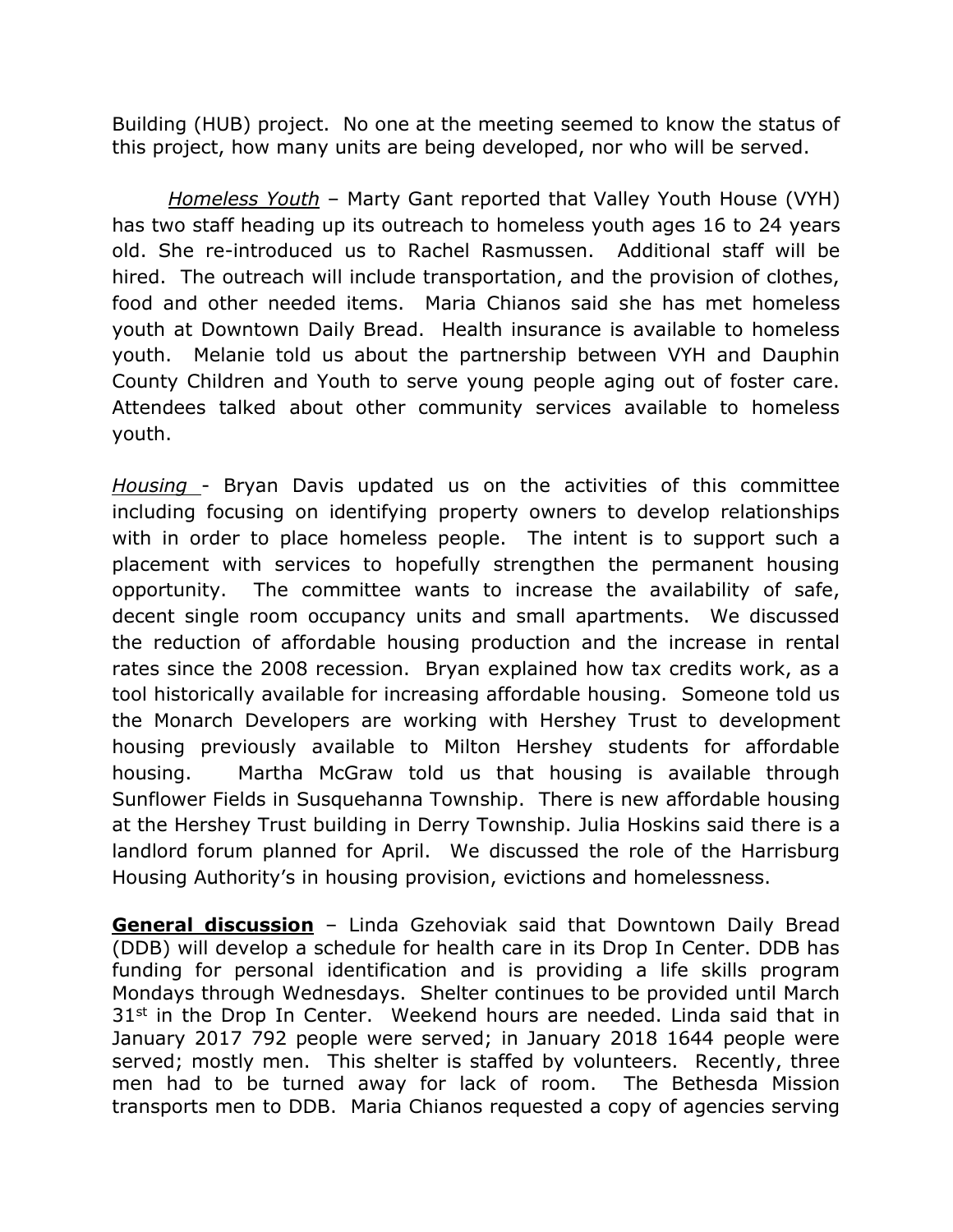Building (HUB) project. No one at the meeting seemed to know the status of this project, how many units are being developed, nor who will be served.

*Homeless Youth* – Marty Gant reported that Valley Youth House (VYH) has two staff heading up its outreach to homeless youth ages 16 to 24 years old. She re-introduced us to Rachel Rasmussen. Additional staff will be hired. The outreach will include transportation, and the provision of clothes, food and other needed items. Maria Chianos said she has met homeless youth at Downtown Daily Bread. Health insurance is available to homeless youth. Melanie told us about the partnership between VYH and Dauphin County Children and Youth to serve young people aging out of foster care. Attendees talked about other community services available to homeless youth.

*Housing* - Bryan Davis updated us on the activities of this committee including focusing on identifying property owners to develop relationships with in order to place homeless people. The intent is to support such a placement with services to hopefully strengthen the permanent housing opportunity. The committee wants to increase the availability of safe, decent single room occupancy units and small apartments. We discussed the reduction of affordable housing production and the increase in rental rates since the 2008 recession. Bryan explained how tax credits work, as a tool historically available for increasing affordable housing. Someone told us the Monarch Developers are working with Hershey Trust to development housing previously available to Milton Hershey students for affordable housing. Martha McGraw told us that housing is available through Sunflower Fields in Susquehanna Township. There is new affordable housing at the Hershey Trust building in Derry Township. Julia Hoskins said there is a landlord forum planned for April. We discussed the role of the Harrisburg Housing Authority's in housing provision, evictions and homelessness.

**General discussion** – Linda Gzehoviak said that Downtown Daily Bread (DDB) will develop a schedule for health care in its Drop In Center. DDB has funding for personal identification and is providing a life skills program Mondays through Wednesdays. Shelter continues to be provided until March 31st in the Drop In Center. Weekend hours are needed. Linda said that in January 2017 792 people were served; in January 2018 1644 people were served; mostly men. This shelter is staffed by volunteers. Recently, three men had to be turned away for lack of room. The Bethesda Mission transports men to DDB. Maria Chianos requested a copy of agencies serving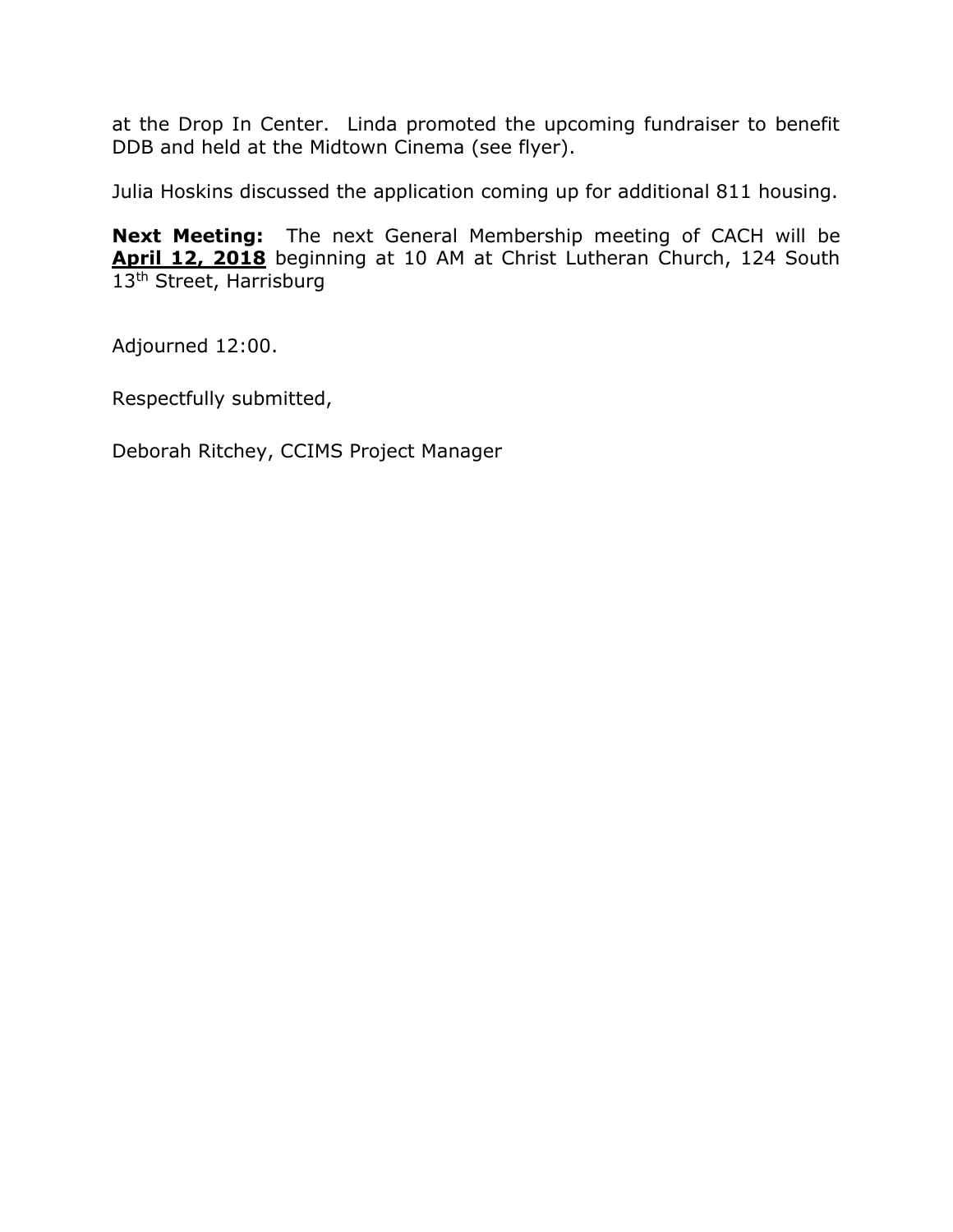at the Drop In Center. Linda promoted the upcoming fundraiser to benefit DDB and held at the Midtown Cinema (see flyer).

Julia Hoskins discussed the application coming up for additional 811 housing.

**Next Meeting:** The next General Membership meeting of CACH will be **April 12, 2018** beginning at 10 AM at Christ Lutheran Church, 124 South 13th Street, Harrisburg

Adjourned 12:00.

Respectfully submitted,

Deborah Ritchey, CCIMS Project Manager